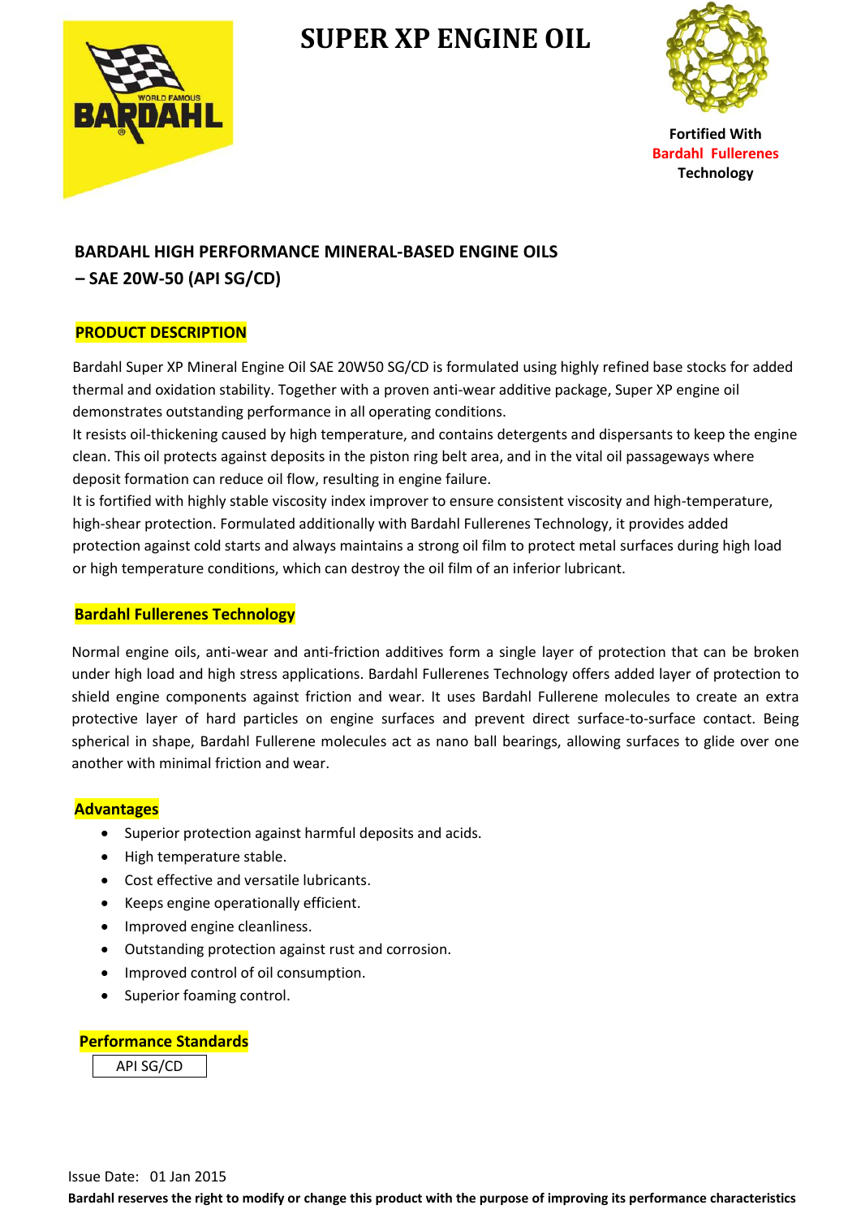# SUPER XP ENGINE OIL

Fortified With
Bardahl Fullerenes
Technology

## BARDAHL HIGH PERFORMANCE MINERAL-BASED ENGINE OILS – SAE 20W-50 (API SG/CD)

### PRODUCT DESCRIPTION

Bardahl Super XP Mineral Engine Oil SAE 20W50 SG/CD is formulated using highly refined base stocks for added thermal and oxidation stability. Together with a proven anti-wear additive package, Super XP engine oil demonstrates outstanding performance in all operating conditions.
It resists oil-thickening caused by high temperature, and contains detergents and dispersants to keep the engine clean. This oil protects against deposits in the piston ring belt area, and in the vital oil passageways where deposit formation can reduce oil flow, resulting in engine failure.
It is fortified with highly stable viscosity index improver to ensure consistent viscosity and high-temperature, high-shear protection. Formulated additionally with Bardahl Fullerenes Technology, it provides added protection against cold starts and always maintains a strong oil film to protect metal surfaces during high load or high temperature conditions, which can destroy the oil film of an inferior lubricant.

### Bardahl Fullerenes Technology

Normal engine oils, anti-wear and anti-friction additives form a single layer of protection that can be broken under high load and high stress applications. Bardahl Fullerenes Technology offers added layer of protection to shield engine components against friction and wear. It uses Bardahl Fullerene molecules to create an extra protective layer of hard particles on engine surfaces and prevent direct surface-to-surface contact. Being spherical in shape, Bardahl Fullerene molecules act as nano ball bearings, allowing surfaces to glide over one another with minimal friction and wear.

### Advantages

- Superior protection against harmful deposits and acids.
- High temperature stable.
- Cost effective and versatile lubricants.
- Keeps engine operationally efficient.
- Improved engine cleanliness.
- Outstanding protection against rust and corrosion.
- Improved control of oil consumption.
- Superior foaming control.

### Performance Standards

| API SG/CD |
|---|

Issue Date: 01 Jan 2015

**Bardahl reserves the right to modify or change this product with the purpose of improving its performance characteristics**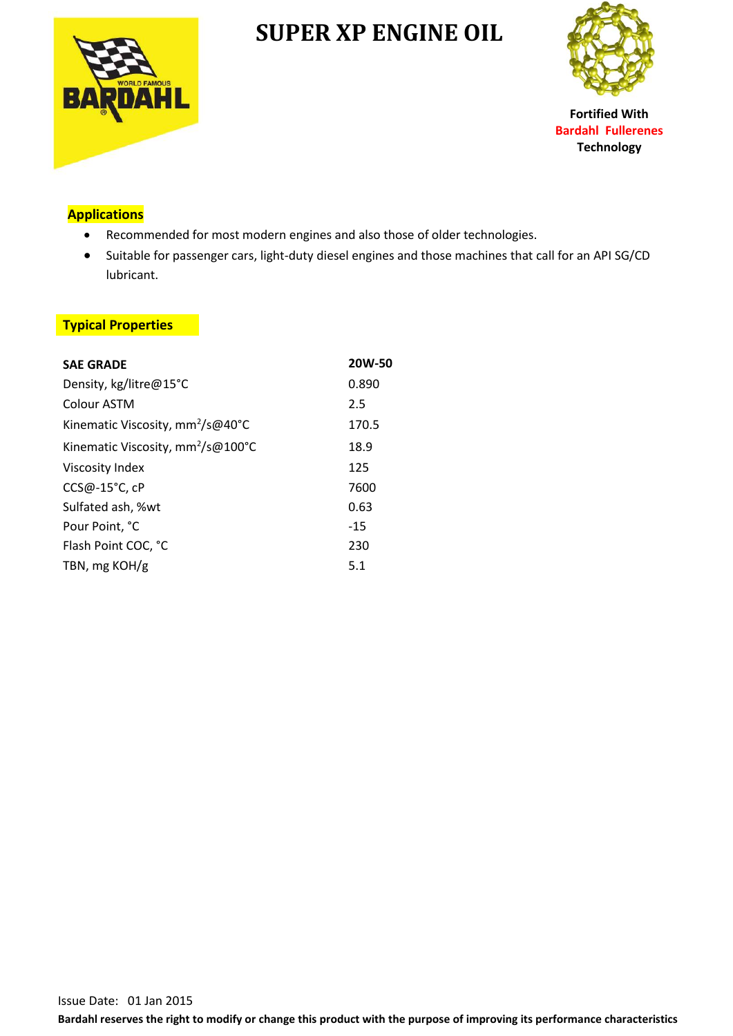# SUPER XP ENGINE OIL

Fortified With
Bardahl Fullerenes
Technology

## Applications

- Recommended for most modern engines and also those of older technologies.
- Suitable for passenger cars, light-duty diesel engines and those machines that call for an API SG/CD lubricant.

## Typical Properties

| SAE GRADE | 20W-50 |
|---|---|
| Density, kg/litre@15°C | 0.890 |
| Colour ASTM | 2.5 |
| Kinematic Viscosity, $mm^2/s$@40°C | 170.5 |
| Kinematic Viscosity, $mm^2/s$@100°C | 18.9 |
| Viscosity Index | 125 |
| CCS@-15°C, cP | 7600 |
| Sulfated ash, %wt | 0.63 |
| Pour Point, °C | -15 |
| Flash Point COC, °C | 230 |
| TBN, mg KOH/g | 5.1 |

Issue Date: 01 Jan 2015

**Bardahl reserves the right to modify or change this product with the purpose of improving its performance characteristics**